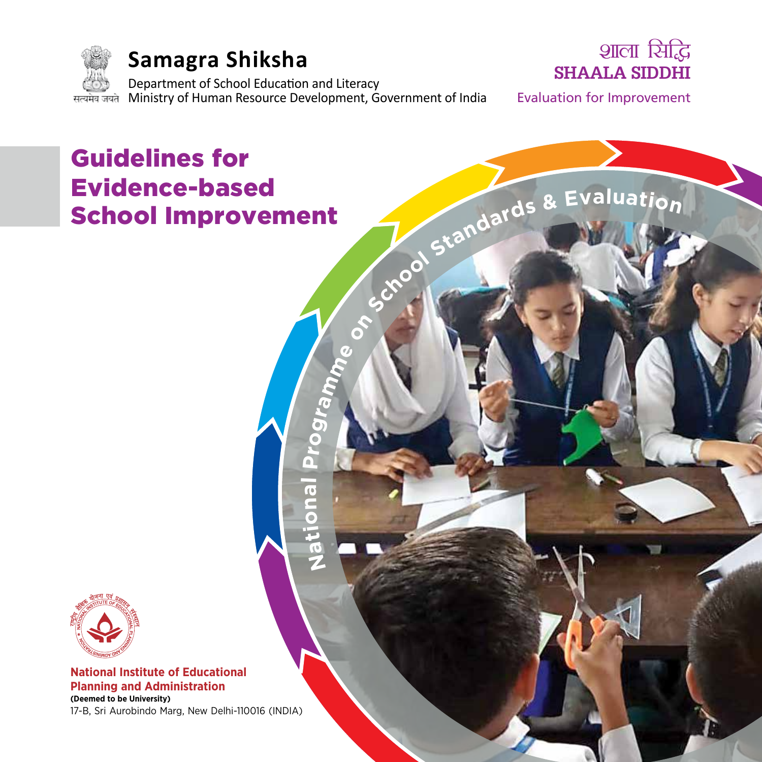Samagra Shiksha

Department of School Education and Literacy
Ministry of Human Resource Development, Government of India

सत्यमेव जयते

शाला सिद्धि
SHAALA SIDDHI
Evaluation for Improvement

# Guidelines for Evidence-based School Improvement

National Programme on School Standards & Evaluation

**National Institute of Educational Planning and Administration**
**(Deemed to be University)**
17-B, Sri Aurobindo Marg, New Delhi-110016 (INDIA)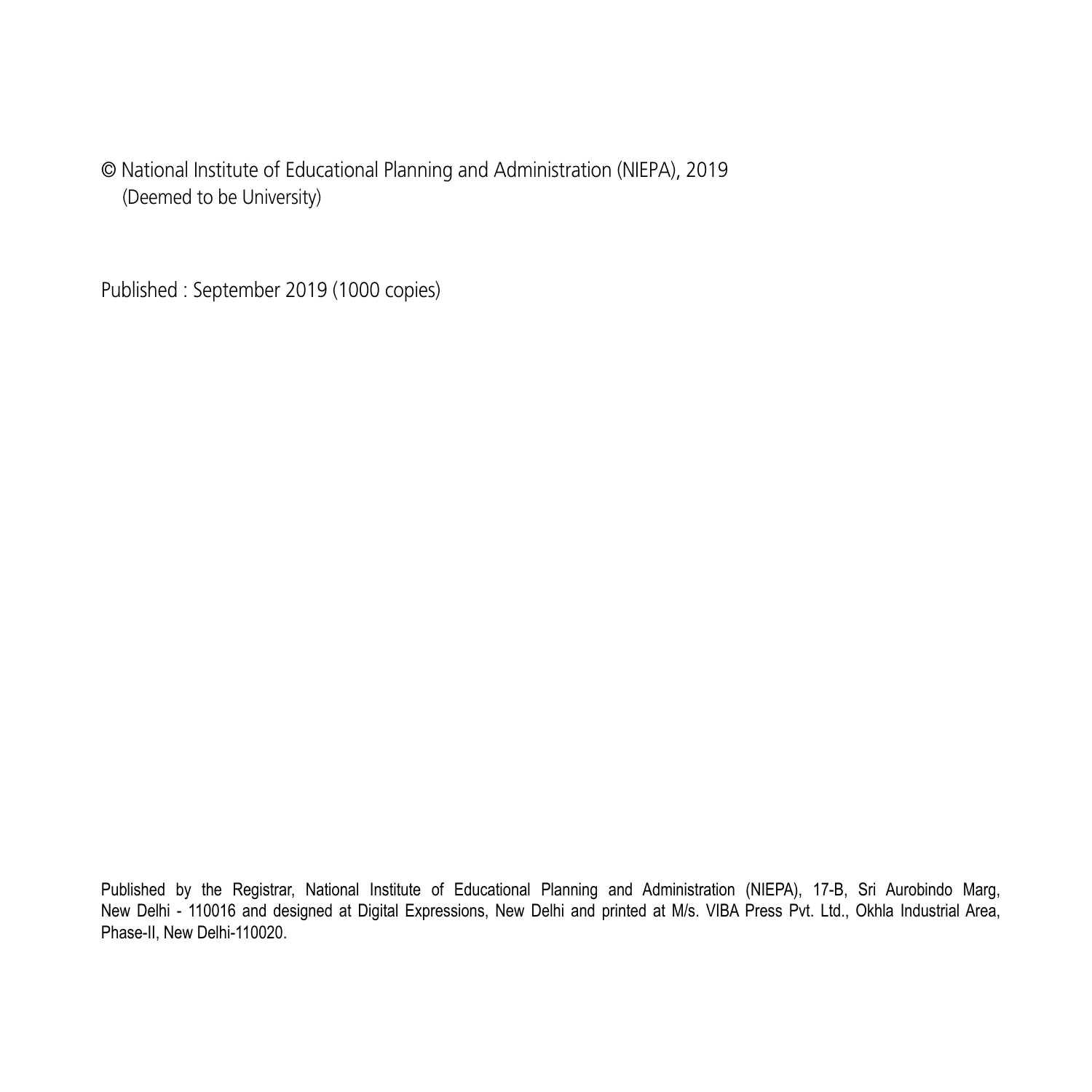© National Institute of Educational Planning and Administration (NIEPA), 2019
(Deemed to be University)

Published : September 2019 (1000 copies)

Published by the Registrar, National Institute of Educational Planning and Administration (NIEPA), 17-B, Sri Aurobindo Marg, New Delhi - 110016 and designed at Digital Expressions, New Delhi and printed at M/s. VIBA Press Pvt. Ltd., Okhla Industrial Area, Phase-II, New Delhi-110020.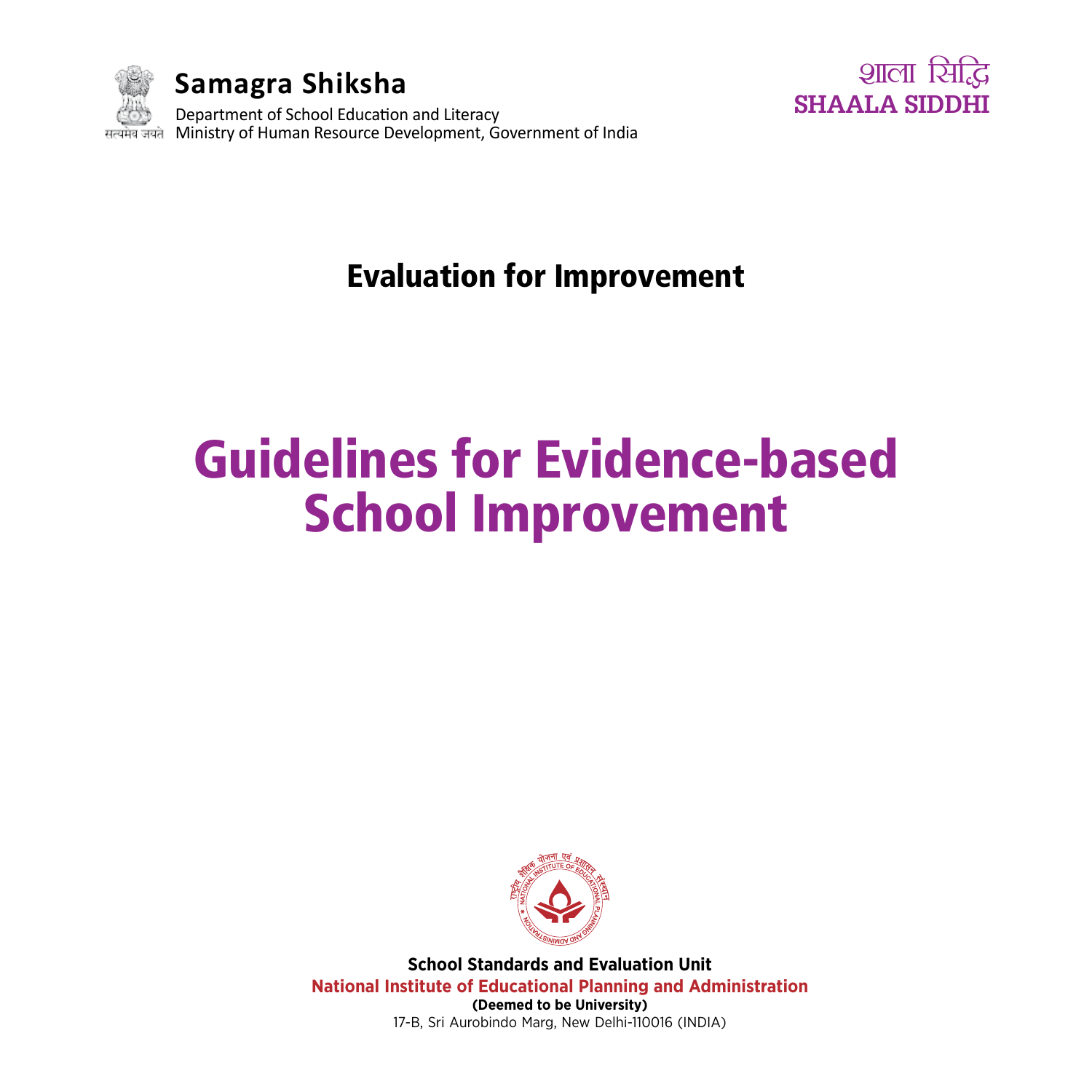**Samagra Shiksha**

Department of School Education and Literacy
Ministry of Human Resource Development, Government of India

सत्यमेव जयते

शाला सिद्धि
**SHAALA SIDDHI**

## Evaluation for Improvement

# Guidelines for Evidence-based School Improvement

**School Standards and Evaluation Unit**
**National Institute of Educational Planning and Administration**
**(Deemed to be University)**
17-B, Sri Aurobindo Marg, New Delhi-110016 (INDIA)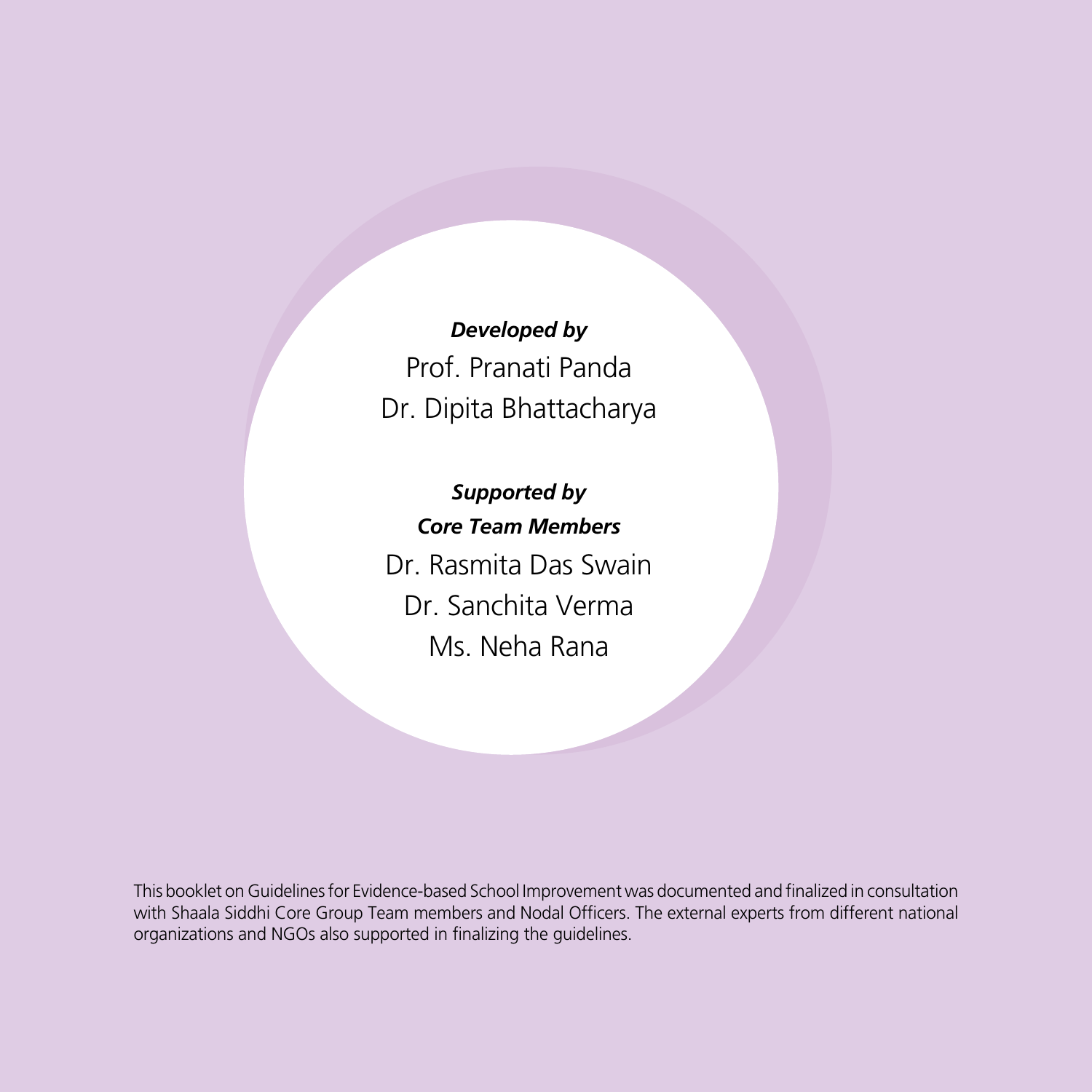***Developed by***

Prof. Pranati Panda

Dr. Dipita Bhattacharya

***Supported by***

***Core Team Members***

Dr. Rasmita Das Swain

Dr. Sanchita Verma

Ms. Neha Rana

This booklet on Guidelines for Evidence-based School Improvement was documented and finalized in consultation with Shaala Siddhi Core Group Team members and Nodal Officers. The external experts from different national organizations and NGOs also supported in finalizing the guidelines.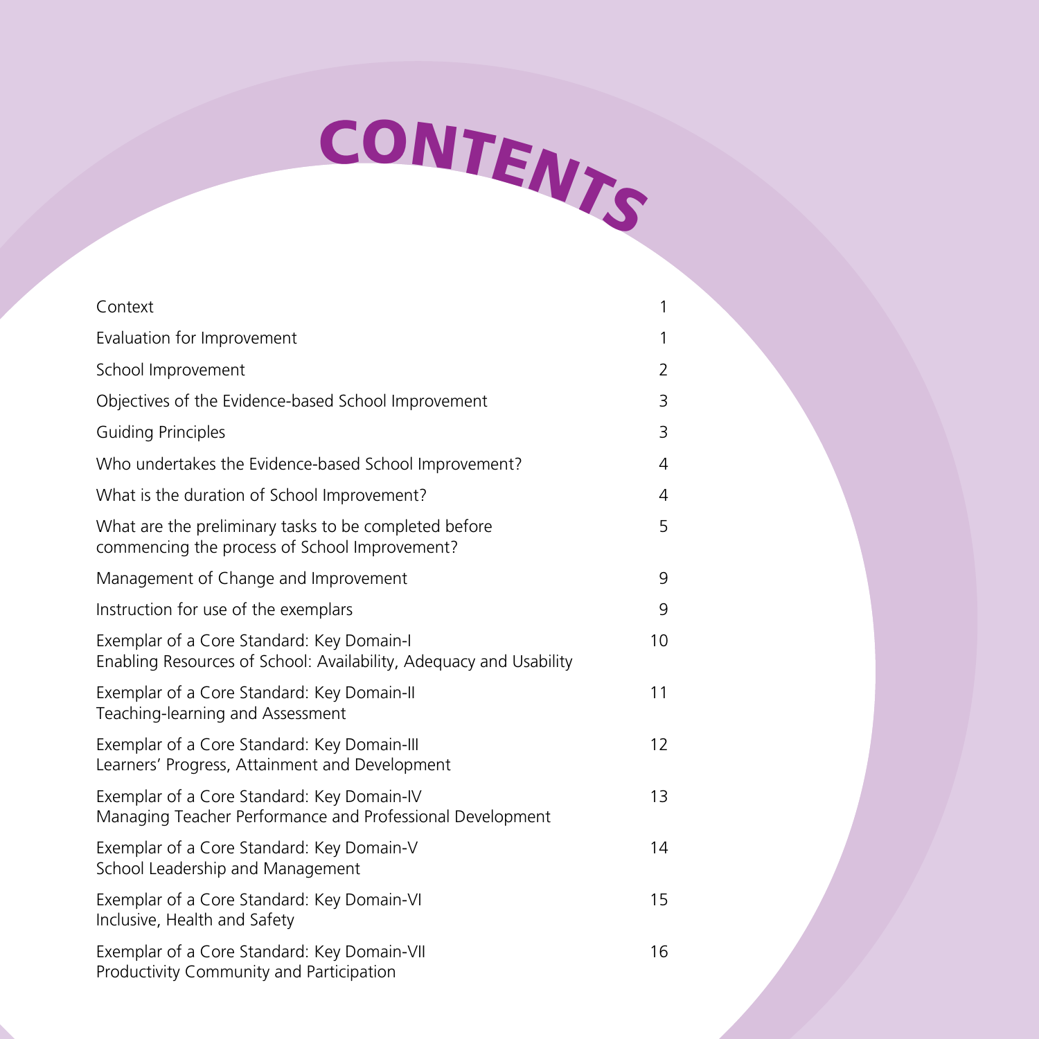# CONTENTS

| | |
|---|---|
| Context | 1 |
| Evaluation for Improvement | 1 |
| School Improvement | 2 |
| Objectives of the Evidence-based School Improvement | 3 |
| Guiding Principles | 3 |
| Who undertakes the Evidence-based School Improvement? | 4 |
| What is the duration of School Improvement? | 4 |
| What are the preliminary tasks to be completed before commencing the process of School Improvement? | 5 |
| Management of Change and Improvement | 9 |
| Instruction for use of the exemplars | 9 |
| Exemplar of a Core Standard: Key Domain-I<br>Enabling Resources of School: Availability, Adequacy and Usability | 10 |
| Exemplar of a Core Standard: Key Domain-II<br>Teaching-learning and Assessment | 11 |
| Exemplar of a Core Standard: Key Domain-III<br>Learners' Progress, Attainment and Development | 12 |
| Exemplar of a Core Standard: Key Domain-IV<br>Managing Teacher Performance and Professional Development | 13 |
| Exemplar of a Core Standard: Key Domain-V<br>School Leadership and Management | 14 |
| Exemplar of a Core Standard: Key Domain-VI<br>Inclusive, Health and Safety | 15 |
| Exemplar of a Core Standard: Key Domain-VII<br>Productivity Community and Participation | 16 |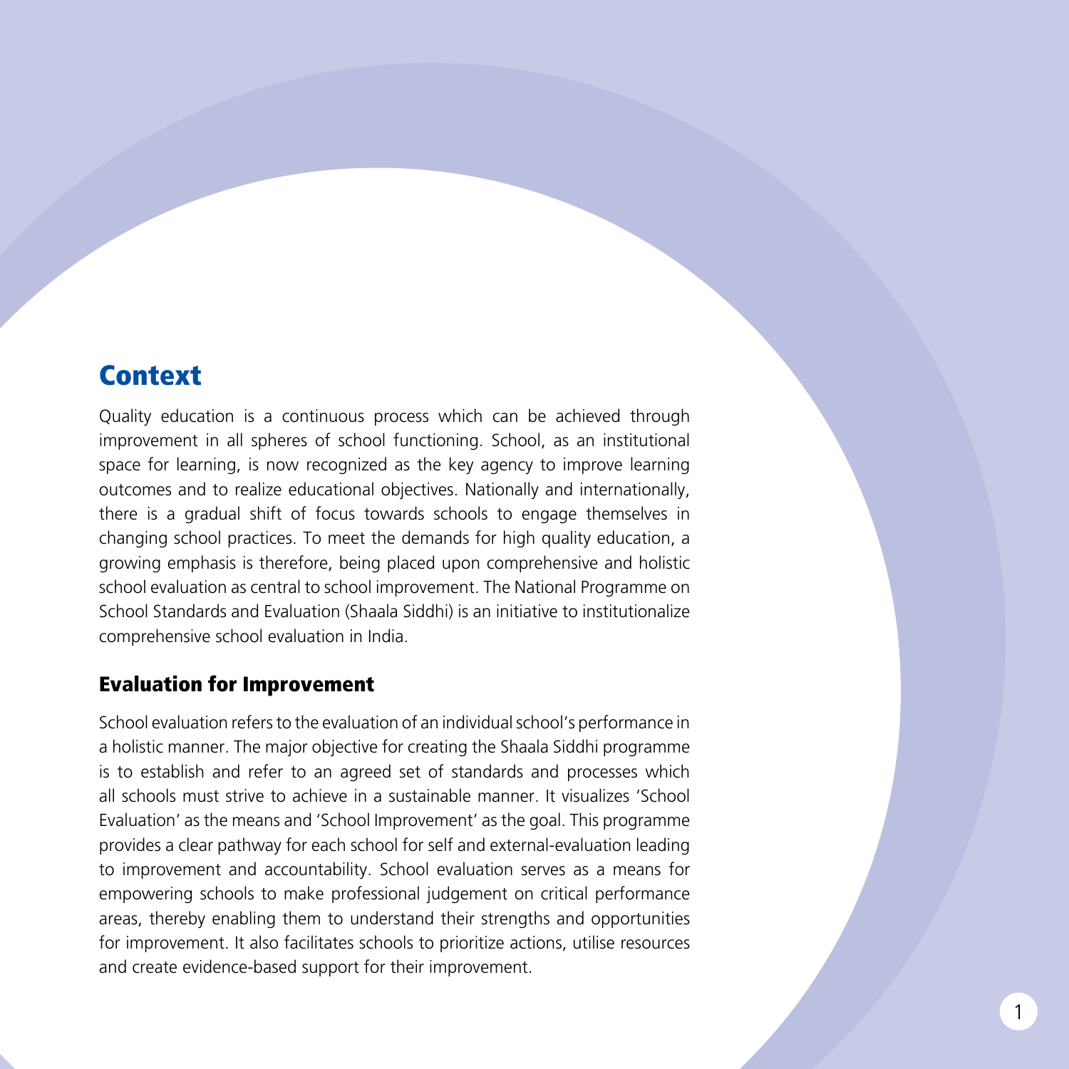# Context

Quality education is a continuous process which can be achieved through improvement in all spheres of school functioning. School, as an institutional space for learning, is now recognized as the key agency to improve learning outcomes and to realize educational objectives. Nationally and internationally, there is a gradual shift of focus towards schools to engage themselves in changing school practices. To meet the demands for high quality education, a growing emphasis is therefore, being placed upon comprehensive and holistic school evaluation as central to school improvement. The National Programme on School Standards and Evaluation (Shaala Siddhi) is an initiative to institutionalize comprehensive school evaluation in India.

## Evaluation for Improvement

School evaluation refers to the evaluation of an individual school's performance in a holistic manner. The major objective for creating the Shaala Siddhi programme is to establish and refer to an agreed set of standards and processes which all schools must strive to achieve in a sustainable manner. It visualizes 'School Evaluation' as the means and 'School Improvement' as the goal. This programme provides a clear pathway for each school for self and external-evaluation leading to improvement and accountability. School evaluation serves as a means for empowering schools to make professional judgement on critical performance areas, thereby enabling them to understand their strengths and opportunities for improvement. It also facilitates schools to prioritize actions, utilise resources and create evidence-based support for their improvement.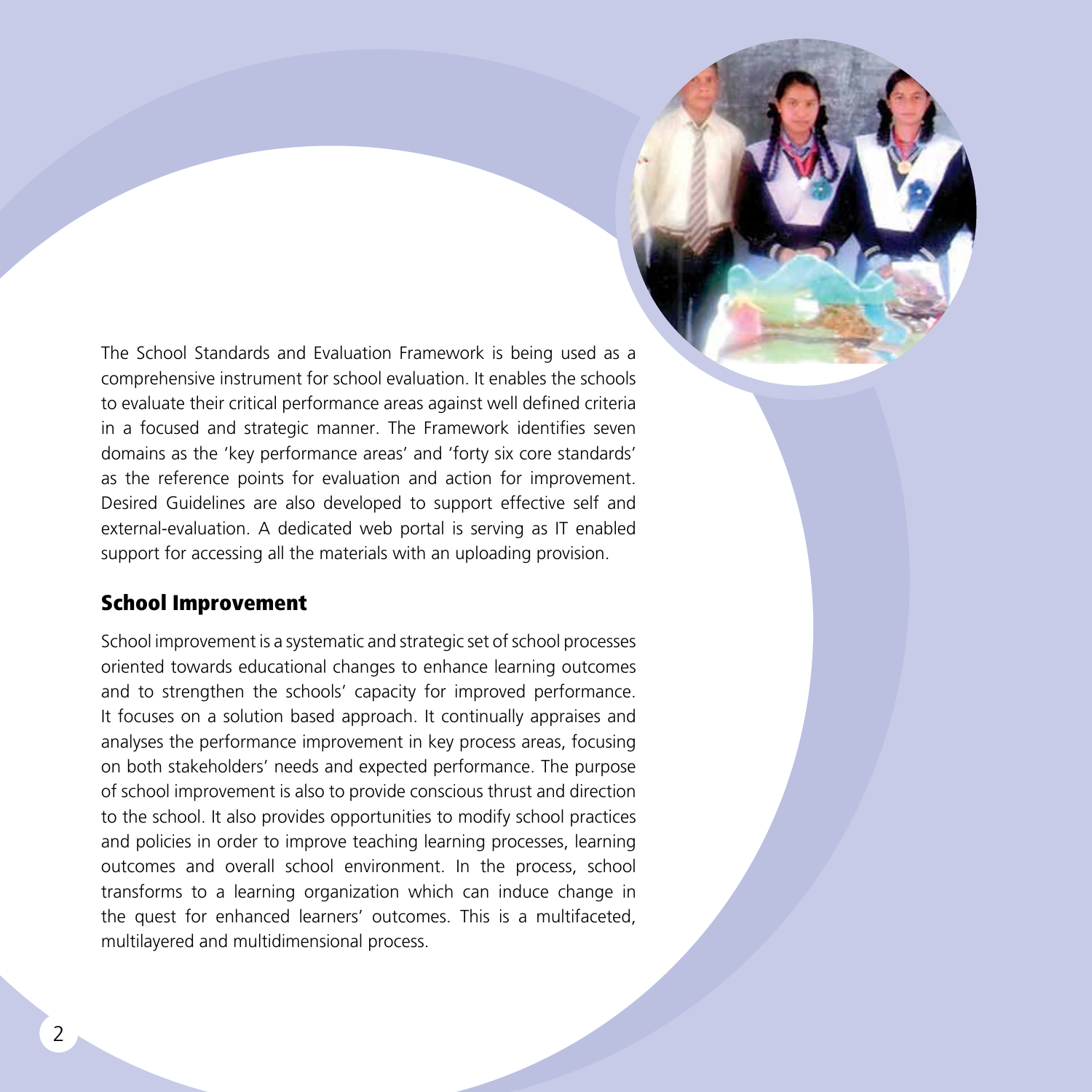The School Standards and Evaluation Framework is being used as a comprehensive instrument for school evaluation. It enables the schools to evaluate their critical performance areas against well defined criteria in a focused and strategic manner. The Framework identifies seven domains as the 'key performance areas' and 'forty six core standards' as the reference points for evaluation and action for improvement. Desired Guidelines are also developed to support effective self and external-evaluation. A dedicated web portal is serving as IT enabled support for accessing all the materials with an uploading provision.

## School Improvement

School improvement is a systematic and strategic set of school processes oriented towards educational changes to enhance learning outcomes and to strengthen the schools' capacity for improved performance. It focuses on a solution based approach. It continually appraises and analyses the performance improvement in key process areas, focusing on both stakeholders' needs and expected performance. The purpose of school improvement is also to provide conscious thrust and direction to the school. It also provides opportunities to modify school practices and policies in order to improve teaching learning processes, learning outcomes and overall school environment. In the process, school transforms to a learning organization which can induce change in the quest for enhanced learners' outcomes. This is a multifaceted, multilayered and multidimensional process.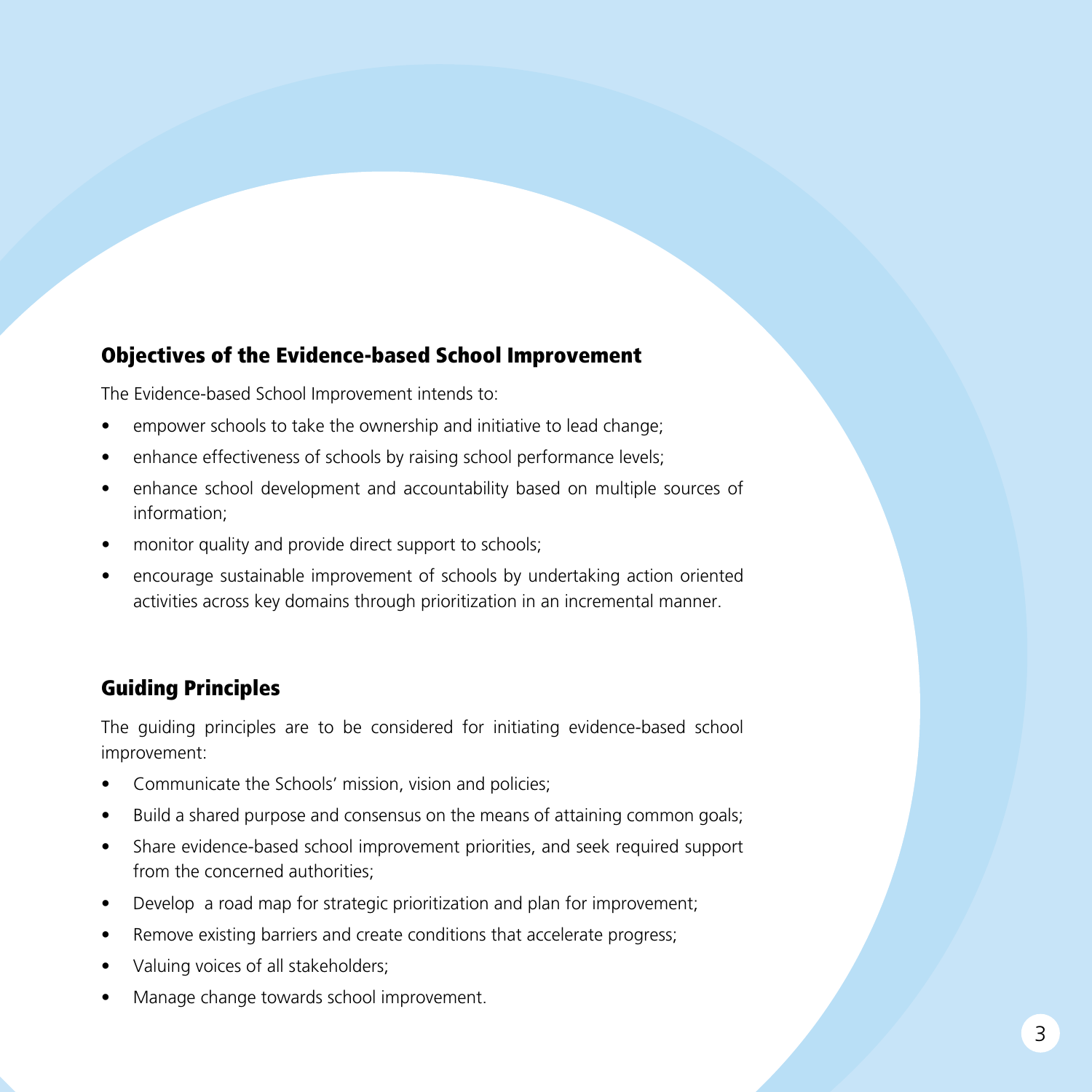## Objectives of the Evidence-based School Improvement

The Evidence-based School Improvement intends to:

- empower schools to take the ownership and initiative to lead change;
- enhance effectiveness of schools by raising school performance levels;
- enhance school development and accountability based on multiple sources of information;
- monitor quality and provide direct support to schools;
- encourage sustainable improvement of schools by undertaking action oriented activities across key domains through prioritization in an incremental manner.

## Guiding Principles

The guiding principles are to be considered for initiating evidence-based school improvement:

- Communicate the Schools' mission, vision and policies;
- Build a shared purpose and consensus on the means of attaining common goals;
- Share evidence-based school improvement priorities, and seek required support from the concerned authorities;
- Develop a road map for strategic prioritization and plan for improvement;
- Remove existing barriers and create conditions that accelerate progress;
- Valuing voices of all stakeholders;
- Manage change towards school improvement.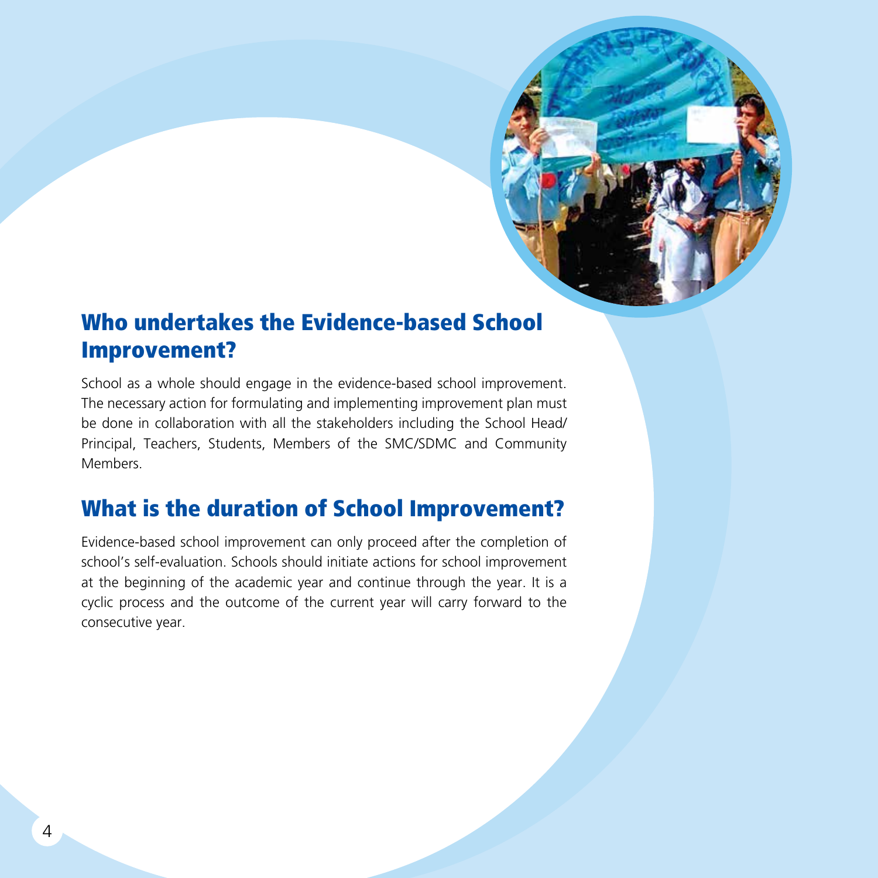## Who undertakes the Evidence-based School Improvement?

School as a whole should engage in the evidence-based school improvement. The necessary action for formulating and implementing improvement plan must be done in collaboration with all the stakeholders including the School Head/ Principal, Teachers, Students, Members of the SMC/SDMC and Community Members.

## What is the duration of School Improvement?

Evidence-based school improvement can only proceed after the completion of school's self-evaluation. Schools should initiate actions for school improvement at the beginning of the academic year and continue through the year. It is a cyclic process and the outcome of the current year will carry forward to the consecutive year.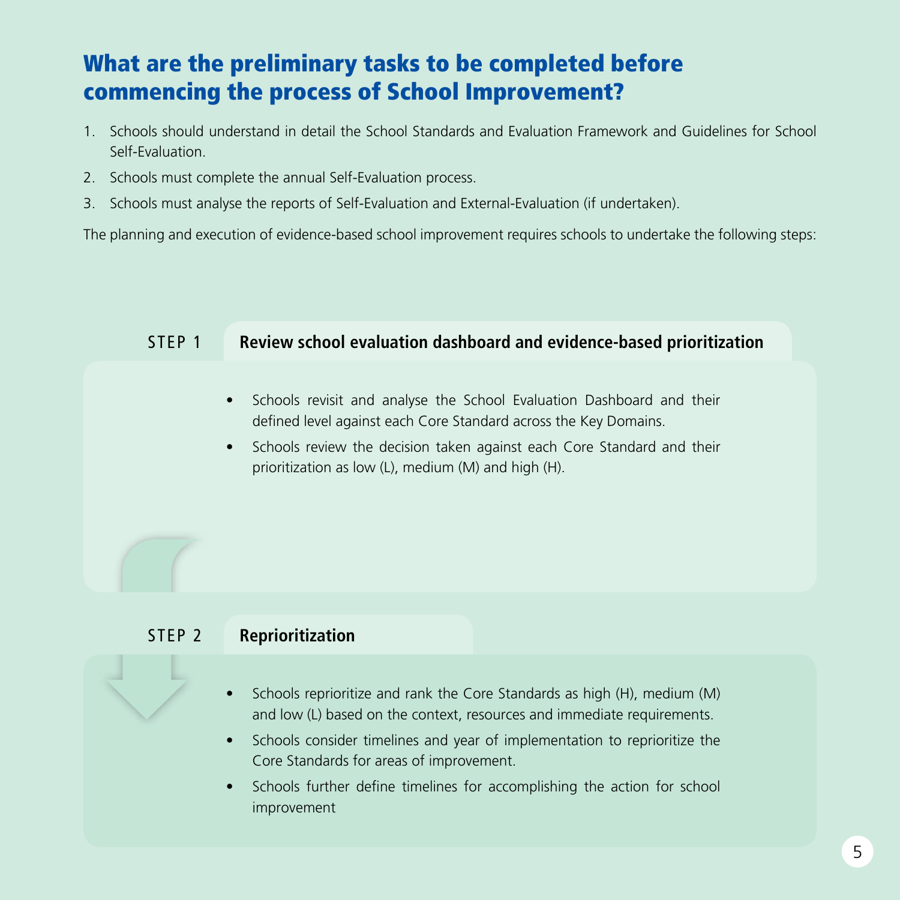## What are the preliminary tasks to be completed before commencing the process of School Improvement?

1. Schools should understand in detail the School Standards and Evaluation Framework and Guidelines for School Self-Evaluation.
2. Schools must complete the annual Self-Evaluation process.
3. Schools must analyse the reports of Self-Evaluation and External-Evaluation (if undertaken).

The planning and execution of evidence-based school improvement requires schools to undertake the following steps:

### STEP 1 Review school evaluation dashboard and evidence-based prioritization

- Schools revisit and analyse the School Evaluation Dashboard and their defined level against each Core Standard across the Key Domains.
- Schools review the decision taken against each Core Standard and their prioritization as low (L), medium (M) and high (H).

### STEP 2 Reprioritization

- Schools reprioritize and rank the Core Standards as high (H), medium (M) and low (L) based on the context, resources and immediate requirements.
- Schools consider timelines and year of implementation to reprioritize the Core Standards for areas of improvement.
- Schools further define timelines for accomplishing the action for school improvement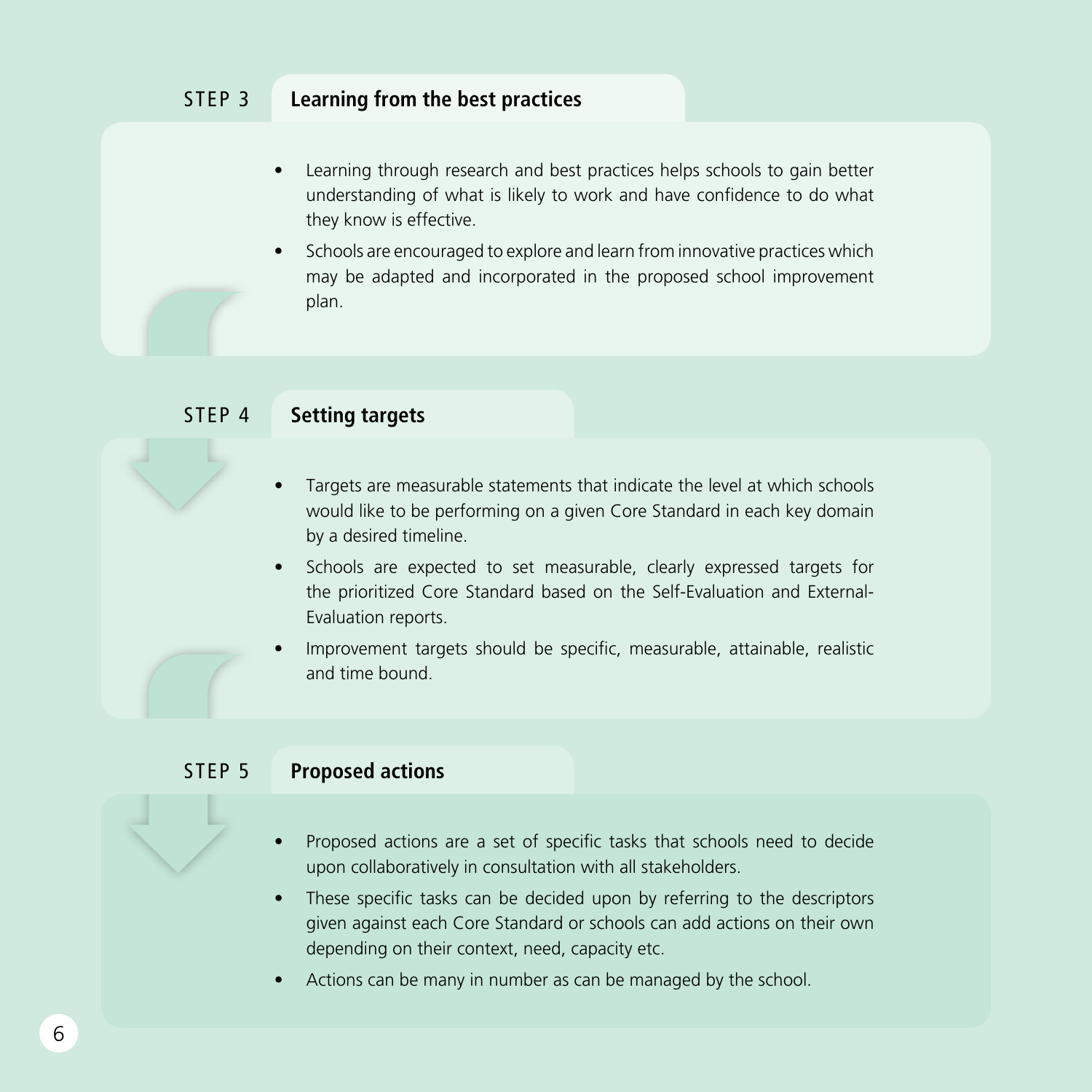## STEP 3 Learning from the best practices

- Learning through research and best practices helps schools to gain better understanding of what is likely to work and have confidence to do what they know is effective.
- Schools are encouraged to explore and learn from innovative practices which may be adapted and incorporated in the proposed school improvement plan.

## STEP 4 Setting targets

- Targets are measurable statements that indicate the level at which schools would like to be performing on a given Core Standard in each key domain by a desired timeline.
- Schools are expected to set measurable, clearly expressed targets for the prioritized Core Standard based on the Self-Evaluation and External-Evaluation reports.
- Improvement targets should be specific, measurable, attainable, realistic and time bound.

## STEP 5 Proposed actions

- Proposed actions are a set of specific tasks that schools need to decide upon collaboratively in consultation with all stakeholders.
- These specific tasks can be decided upon by referring to the descriptors given against each Core Standard or schools can add actions on their own depending on their context, need, capacity etc.
- Actions can be many in number as can be managed by the school.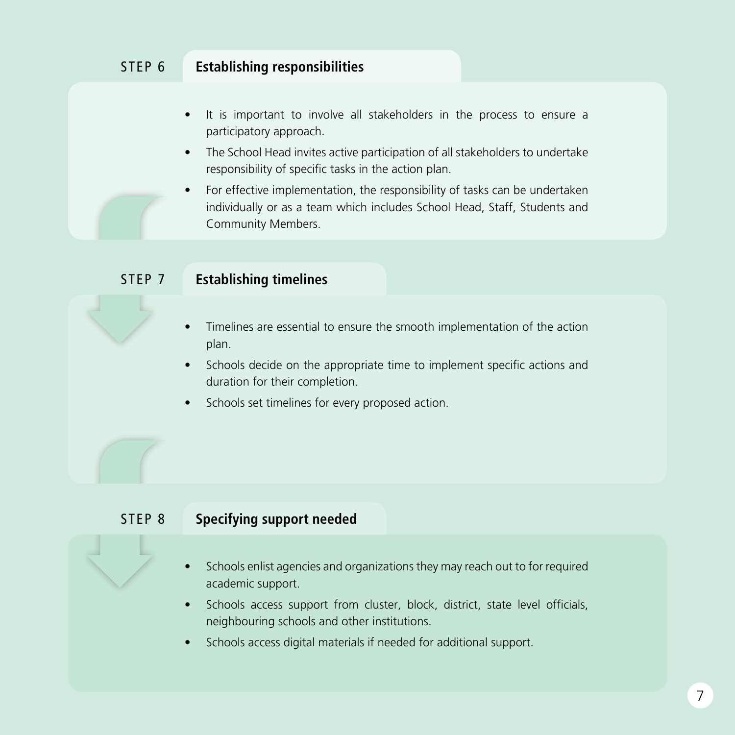## STEP 6 Establishing responsibilities

- It is important to involve all stakeholders in the process to ensure a participatory approach.
- The School Head invites active participation of all stakeholders to undertake responsibility of specific tasks in the action plan.
- For effective implementation, the responsibility of tasks can be undertaken individually or as a team which includes School Head, Staff, Students and Community Members.

## STEP 7 Establishing timelines

- Timelines are essential to ensure the smooth implementation of the action plan.
- Schools decide on the appropriate time to implement specific actions and duration for their completion.
- Schools set timelines for every proposed action.

## STEP 8 Specifying support needed

- Schools enlist agencies and organizations they may reach out to for required academic support.
- Schools access support from cluster, block, district, state level officials, neighbouring schools and other institutions.
- Schools access digital materials if needed for additional support.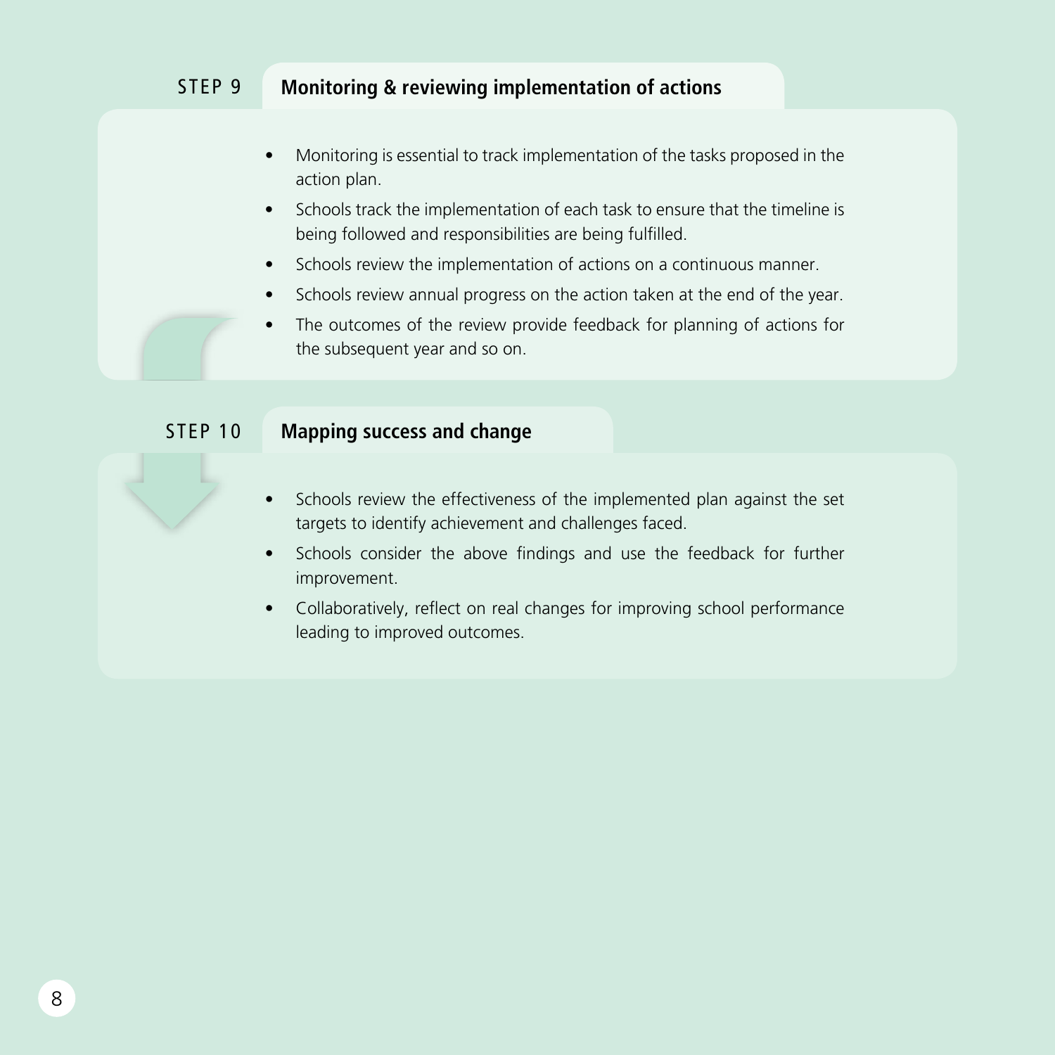## STEP 9 Monitoring & reviewing implementation of actions

- Monitoring is essential to track implementation of the tasks proposed in the action plan.
- Schools track the implementation of each task to ensure that the timeline is being followed and responsibilities are being fulfilled.
- Schools review the implementation of actions on a continuous manner.
- Schools review annual progress on the action taken at the end of the year.
- The outcomes of the review provide feedback for planning of actions for the subsequent year and so on.

## STEP 10 Mapping success and change

- Schools review the effectiveness of the implemented plan against the set targets to identify achievement and challenges faced.
- Schools consider the above findings and use the feedback for further improvement.
- Collaboratively, reflect on real changes for improving school performance leading to improved outcomes.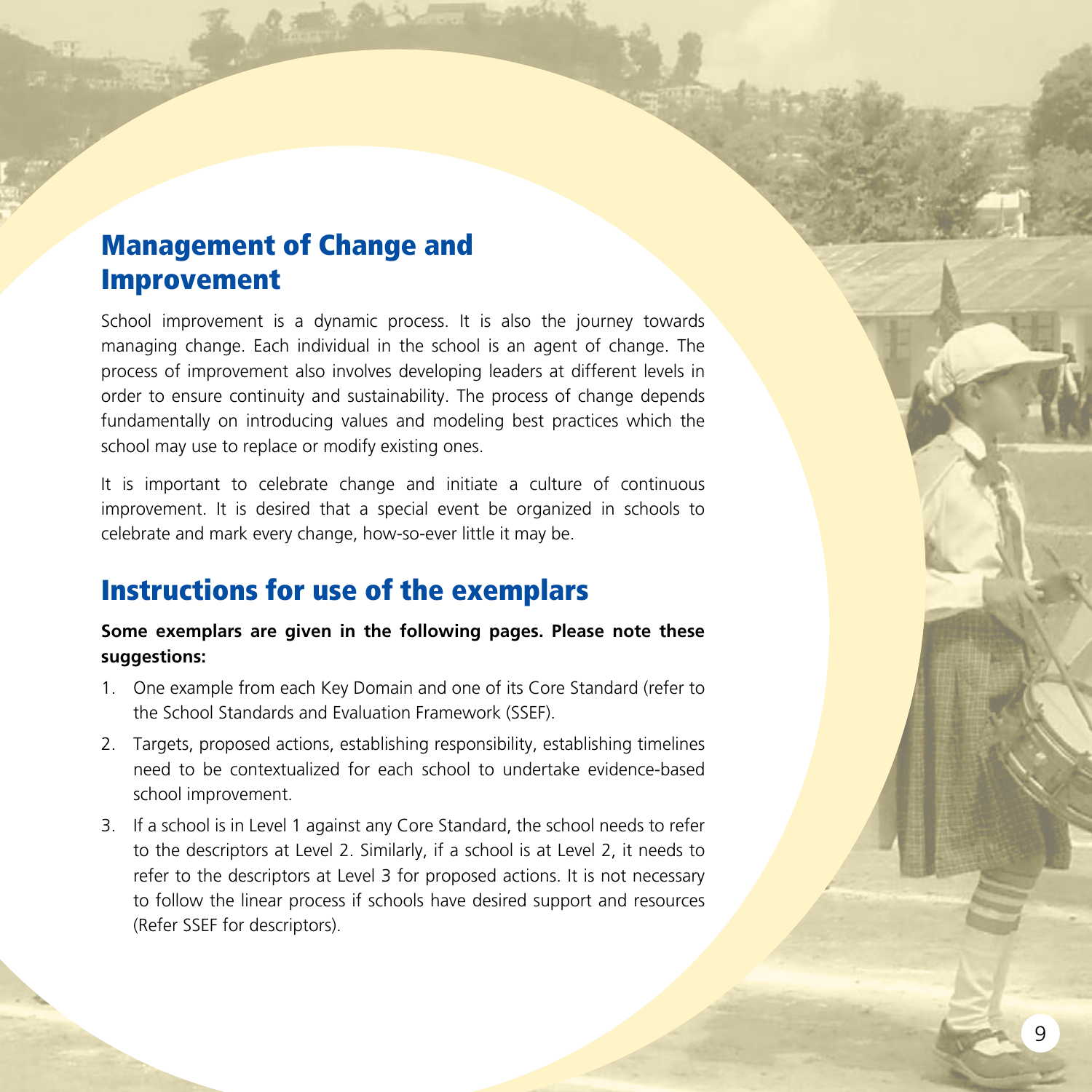## Management of Change and Improvement

School improvement is a dynamic process. It is also the journey towards managing change. Each individual in the school is an agent of change. The process of improvement also involves developing leaders at different levels in order to ensure continuity and sustainability. The process of change depends fundamentally on introducing values and modeling best practices which the school may use to replace or modify existing ones.

It is important to celebrate change and initiate a culture of continuous improvement. It is desired that a special event be organized in schools to celebrate and mark every change, how-so-ever little it may be.

## Instructions for use of the exemplars

**Some exemplars are given in the following pages. Please note these suggestions:**

1. One example from each Key Domain and one of its Core Standard (refer to the School Standards and Evaluation Framework (SSEF).
2. Targets, proposed actions, establishing responsibility, establishing timelines need to be contextualized for each school to undertake evidence-based school improvement.
3. If a school is in Level 1 against any Core Standard, the school needs to refer to the descriptors at Level 2. Similarly, if a school is at Level 2, it needs to refer to the descriptors at Level 3 for proposed actions. It is not necessary to follow the linear process if schools have desired support and resources (Refer SSEF for descriptors).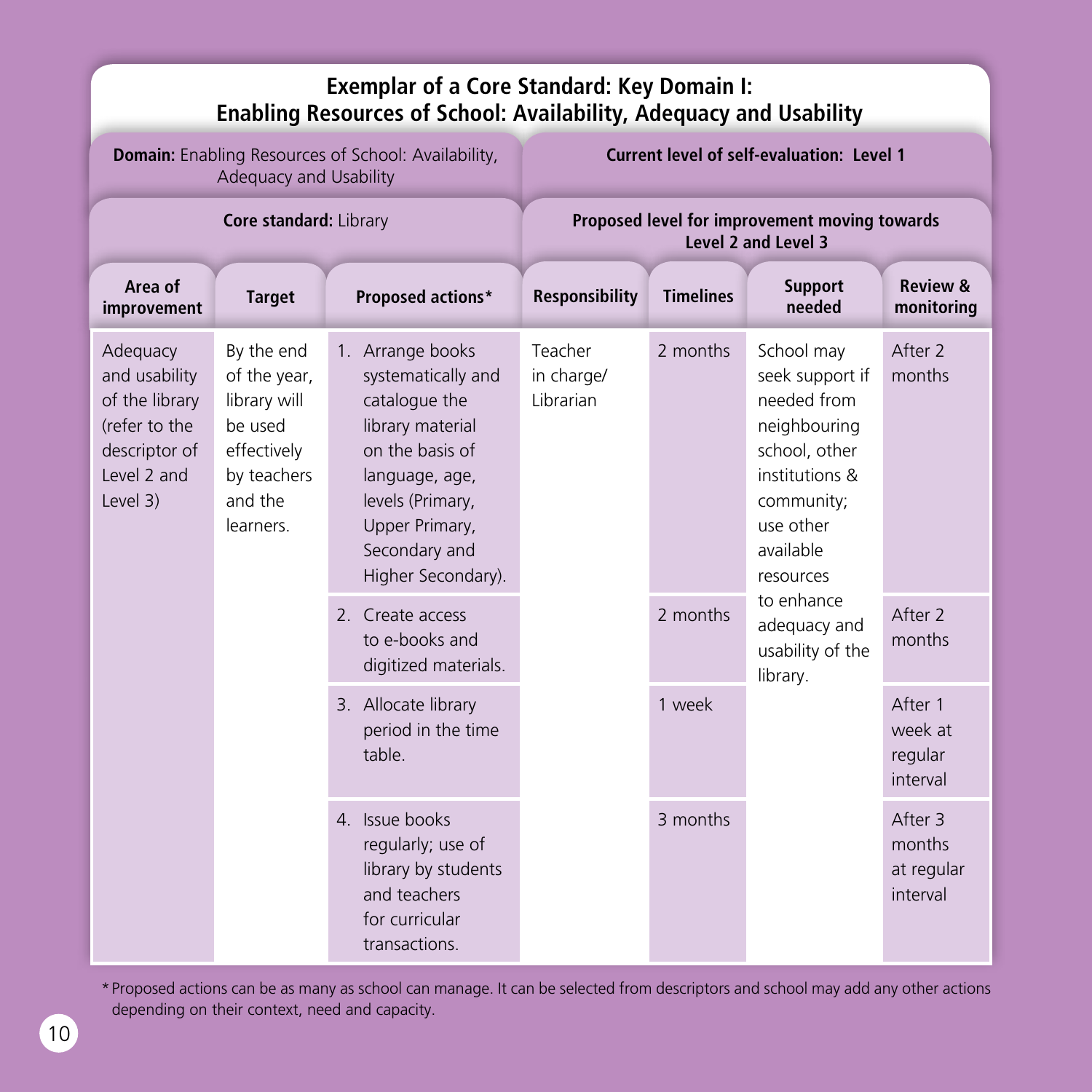## Exemplar of a Core Standard: Key Domain I: Enabling Resources of School: Availability, Adequacy and Usability

| **Domain:** Enabling Resources of School: Availability, Adequacy and Usability | | | **Current level of self-evaluation: Level 1** | | | |
|---|---|---|---|---|---|---|
| **Core standard:** Library | | | **Proposed level for improvement moving towards Level 2 and Level 3** | | | |
| **Area of improvement** | **Target** | **Proposed actions*** | **Responsibility** | **Timelines** | **Support needed** | **Review & monitoring** |
| Adequacy and usability of the library (refer to the descriptor of Level 2 and Level 3) | By the end of the year, library will be used effectively by teachers and the learners. | 1. Arrange books systematically and catalogue the library material on the basis of language, age, levels (Primary, Upper Primary, Secondary and Higher Secondary). | Teacher in charge/ Librarian | 2 months | School may seek support if needed from neighbouring school, other institutions & community; use other available resources to enhance adequacy and usability of the library. | After 2 months |
| | | 2. Create access to e-books and digitized materials. | | 2 months | | After 2 months |
| | | 3. Allocate library period in the time table. | | 1 week | | After 1 week at regular interval |
| | | 4. Issue books regularly; use of library by students and teachers for curricular transactions. | | 3 months | | After 3 months at regular interval |

* Proposed actions can be as many as school can manage. It can be selected from descriptors and school may add any other actions depending on their context, need and capacity.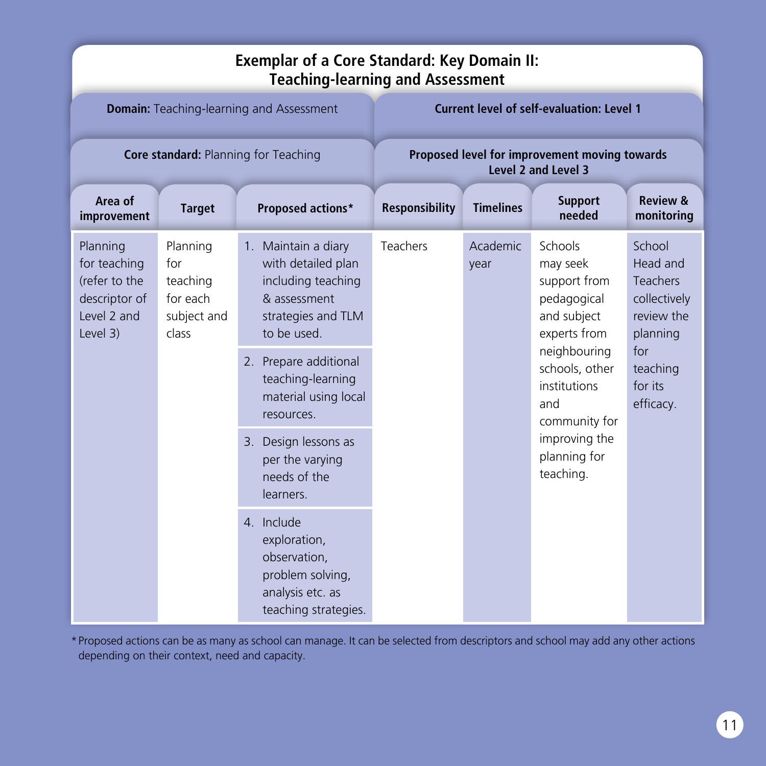## Exemplar of a Core Standard: Key Domain II: Teaching-learning and Assessment

| **Domain:** Teaching-learning and Assessment | | | **Current level of self-evaluation: Level 1** | | | |
|---|---|---|---|---|---|---|
| **Core standard:** Planning for Teaching | | | **Proposed level for improvement moving towards Level 2 and Level 3** | | | |
| **Area of improvement** | **Target** | **Proposed actions*** | **Responsibility** | **Timelines** | **Support needed** | **Review & monitoring** |
| Planning for teaching (refer to the descriptor of Level 2 and Level 3) | Planning for teaching for each subject and class | 1. Maintain a diary with detailed plan including teaching & assessment strategies and TLM to be used.<br>2. Prepare additional teaching-learning material using local resources.<br>3. Design lessons as per the varying needs of the learners.<br>4. Include exploration, observation, problem solving, analysis etc. as teaching strategies. | Teachers | Academic year | Schools may seek support from pedagogical and subject experts from neighbouring schools, other institutions and community for improving the planning for teaching. | School Head and Teachers collectively review the planning for teaching for its efficacy. |

* Proposed actions can be as many as school can manage. It can be selected from descriptors and school may add any other actions depending on their context, need and capacity.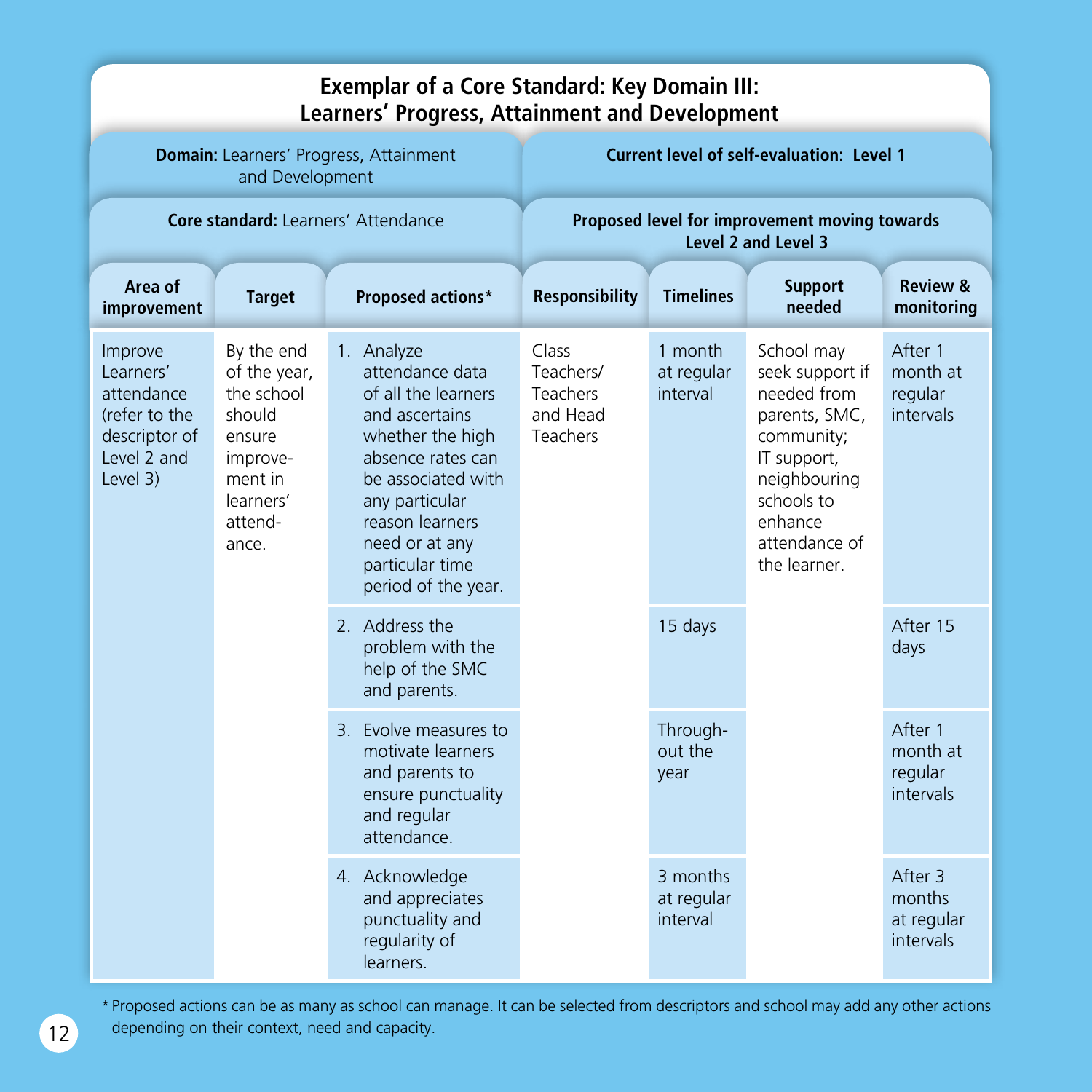## Exemplar of a Core Standard: Key Domain III: Learners' Progress, Attainment and Development

| **Domain:** Learners' Progress, Attainment and Development | | | **Current level of self-evaluation: Level 1** | | | |
|---|---|---|---|---|---|---|
| **Core standard:** Learners' Attendance | | | **Proposed level for improvement moving towards Level 2 and Level 3** | | | |
| **Area of improvement** | **Target** | **Proposed actions*** | **Responsibility** | **Timelines** | **Support needed** | **Review & monitoring** |
| Improve Learners' attendance (refer to the descriptor of Level 2 and Level 3) | By the end of the year, the school should ensure improvement in learners' attendance. | 1. Analyze attendance data of all the learners and ascertain whether the high absence rates can be associated with any particular reason learners need or at any particular time period of the year. | Class Teachers/ Teachers and Head Teachers | 1 month at regular interval | School may seek support if needed from parents, SMC, community; IT support, neighbouring schools to enhance attendance of the learner. | After 1 month at regular intervals |
| | | 2. Address the problem with the help of the SMC and parents. | | 15 days | | After 15 days |
| | | 3. Evolve measures to motivate learners and parents to ensure punctuality and regular attendance. | | Through-out the year | | After 1 month at regular intervals |
| | | 4. Acknowledge and appreciates punctuality and regularity of learners. | | 3 months at regular interval | | After 3 months at regular intervals |

* Proposed actions can be as many as school can manage. It can be selected from descriptors and school may add any other actions depending on their context, need and capacity.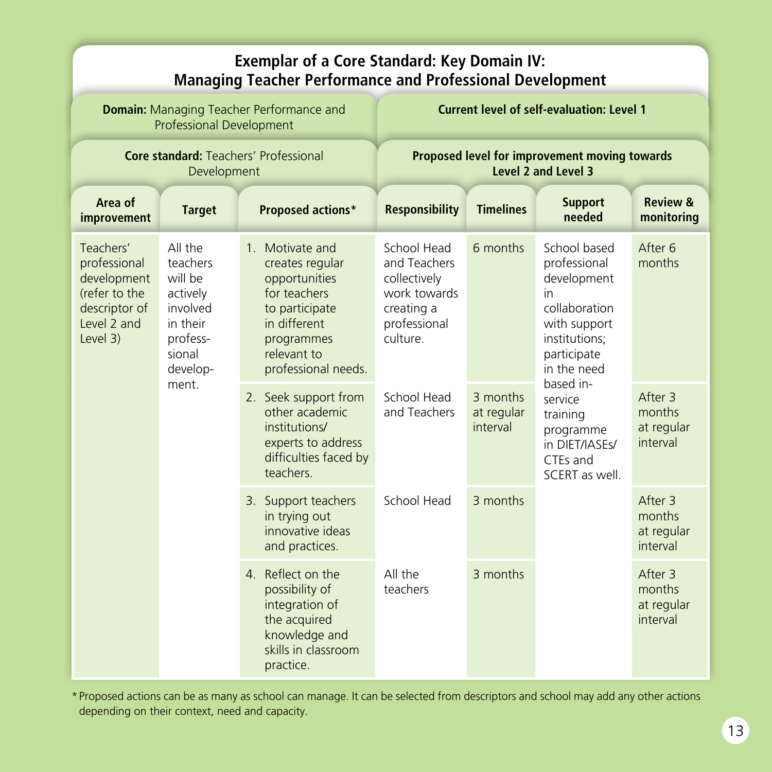## Exemplar of a Core Standard: Key Domain IV: Managing Teacher Performance and Professional Development

| **Domain:** Managing Teacher Performance and Professional Development | | | **Current level of self-evaluation: Level 1** | | | |
|---|---|---|---|---|---|---|
| **Core standard:** Teachers' Professional Development | | | **Proposed level for improvement moving towards Level 2 and Level 3** | | | |
| **Area of improvement** | **Target** | **Proposed actions*** | **Responsibility** | **Timelines** | **Support needed** | **Review & monitoring** |
| Teachers' professional development (refer to the descriptor of Level 2 and Level 3) | All the teachers will be actively involved in their professsional development. | 1. Motivate and creates regular opportunities for teachers to participate in different programmes relevant to professional needs. | School Head and Teachers collectively work towards creating a professional culture. | 6 months | School based professional development in collaboration with support institutions; participate in the need based in-service training programme in DIET/IASEs/CTEs and SCERT as well. | After 6 months |
| | | 2. Seek support from other academic institutions/ experts to address difficulties faced by teachers. | School Head and Teachers | 3 months at regular interval | | After 3 months at regular interval |
| | | 3. Support teachers in trying out innovative ideas and practices. | School Head | 3 months | | After 3 months at regular interval |
| | | 4. Reflect on the possibility of integration of the acquired knowledge and skills in classroom practice. | All the teachers | 3 months | | After 3 months at regular interval |

\* Proposed actions can be as many as school can manage. It can be selected from descriptors and school may add any other actions depending on their context, need and capacity.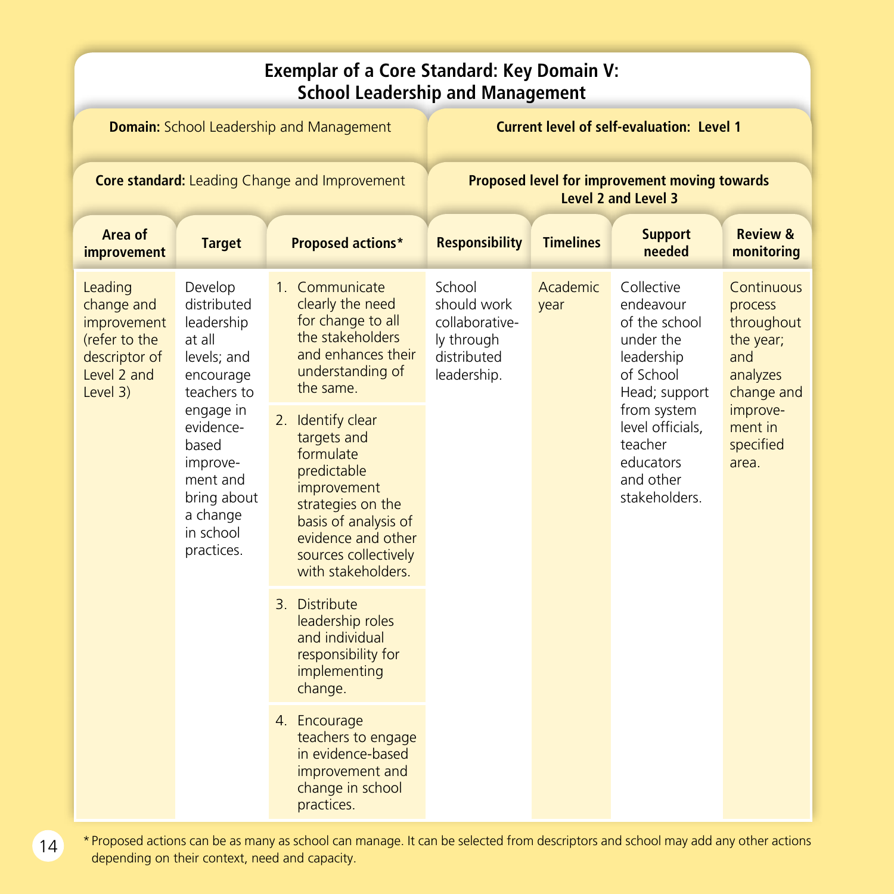## Exemplar of a Core Standard: Key Domain V: School Leadership and Management

| **Domain:** School Leadership and Management | | | **Current level of self-evaluation: Level 1** | | | |
|---|---|---|---|---|---|---|
| **Core standard:** Leading Change and Improvement | | | **Proposed level for improvement moving towards Level 2 and Level 3** | | | |
| **Area of improvement** | **Target** | **Proposed actions*** | **Responsibility** | **Timelines** | **Support needed** | **Review & monitoring** |
| Leading change and improvement (refer to the descriptor of Level 2 and Level 3) | Develop distributed leadership at all levels; and encourage teachers to engage in evidence-based improvement and bring about a change in school practices. | 1. Communicate clearly the need for change to all the stakeholders and enhances their understanding of the same.<br>2. Identify clear targets and formulate predictable improvement strategies on the basis of analysis of evidence and other sources collectively with stakeholders.<br>3. Distribute leadership roles and individual responsibility for implementing change.<br>4. Encourage teachers to engage in evidence-based improvement and change in school practices. | School should work collaboratively through distributed leadership. | Academic year | Collective endeavour of the school under the leadership of School Head; support from system level officials, teacher educators and other stakeholders. | Continuous process throughout the year; and analyzes change and improvement in specified area. |

* Proposed actions can be as many as school can manage. It can be selected from descriptors and school may add any other actions depending on their context, need and capacity.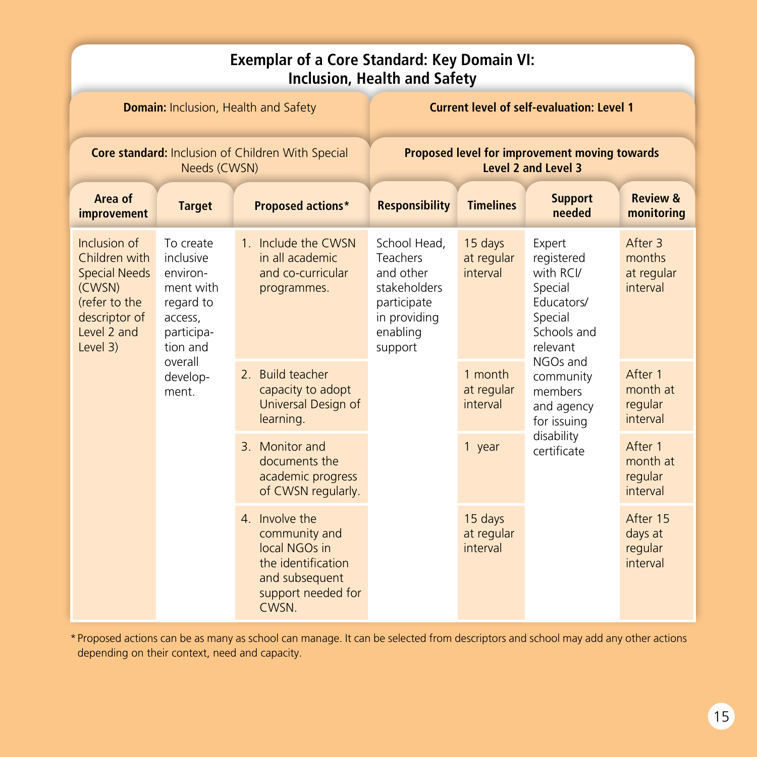## Exemplar of a Core Standard: Key Domain VI: Inclusion, Health and Safety

| **Domain:** Inclusion, Health and Safety | | | **Current level of self-evaluation: Level 1** | | | |
|---|---|---|---|---|---|---|
| **Core standard:** Inclusion of Children With Special Needs (CWSN) | | | **Proposed level for improvement moving towards Level 2 and Level 3** | | | |
| **Area of improvement** | **Target** | **Proposed actions*** | **Responsibility** | **Timelines** | **Support needed** | **Review & monitoring** |
| Inclusion of Children with Special Needs (CWSN) (refer to the descriptor of Level 2 and Level 3) | To create inclusive environment with regard to access, participation and overall development. | 1. Include the CWSN in all academic and co-curricular programmes. | School Head, Teachers and other stakeholders participate in providing enabling support | 15 days at regular interval | Expert registered with RCI/ Special Educators/ Special Schools and relevant NGOs and community members and agency for issuing disability certificate | After 3 months at regular interval |
| | | 2. Build teacher capacity to adopt Universal Design of learning. | | 1 month at regular interval | | After 1 month at regular interval |
| | | 3. Monitor and documents the academic progress of CWSN regularly. | | 1 year | | After 1 month at regular interval |
| | | 4. Involve the community and local NGOs in the identification and subsequent support needed for CWSN. | | 15 days at regular interval | | After 15 days at regular interval |

* Proposed actions can be as many as school can manage. It can be selected from descriptors and school may add any other actions depending on their context, need and capacity.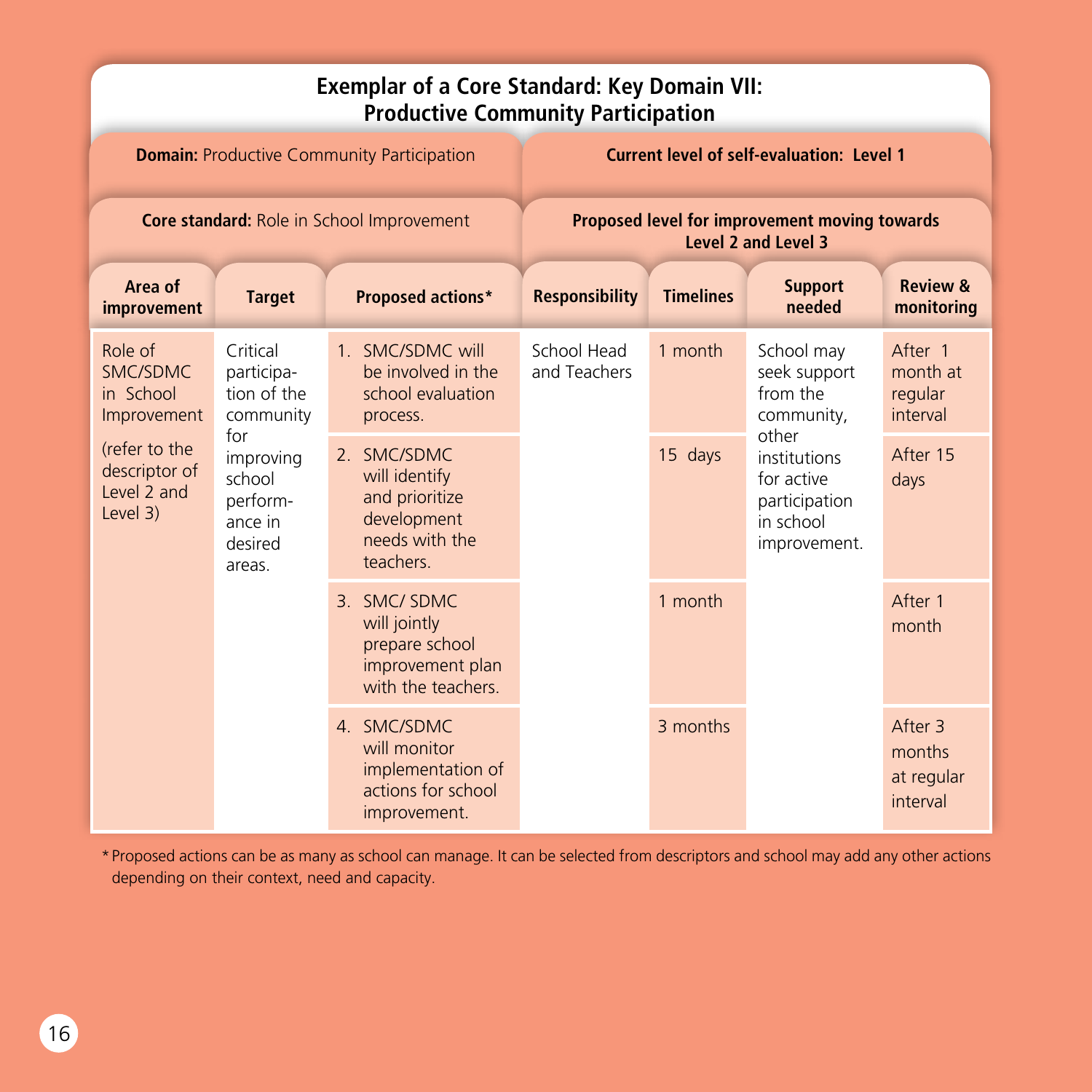## Exemplar of a Core Standard: Key Domain VII: Productive Community Participation

| **Domain:** Productive Community Participation | | | **Current level of self-evaluation: Level 1** | | | |
|---|---|---|---|---|---|---|
| **Core standard:** Role in School Improvement | | | **Proposed level for improvement moving towards Level 2 and Level 3** | | | |
| **Area of improvement** | **Target** | **Proposed actions*** | **Responsibility** | **Timelines** | **Support needed** | **Review & monitoring** |
| Role of SMC/SDMC in School Improvement (refer to the descriptor of Level 2 and Level 3) | Critical participation of the community for improving school performance in desired areas. | 1. SMC/SDMC will be involved in the school evaluation process. | School Head and Teachers | 1 month | School may seek support from the community, other institutions for active participation in school improvement. | After 1 month at regular interval |
| | | 2. SMC/SDMC will identify and prioritize development needs with the teachers. | | 15 days | | After 15 days |
| | | 3. SMC/ SDMC will jointly prepare school improvement plan with the teachers. | | 1 month | | After 1 month |
| | | 4. SMC/SDMC will monitor implementation of actions for school improvement. | | 3 months | | After 3 months at regular interval |

* Proposed actions can be as many as school can manage. It can be selected from descriptors and school may add any other actions depending on their context, need and capacity.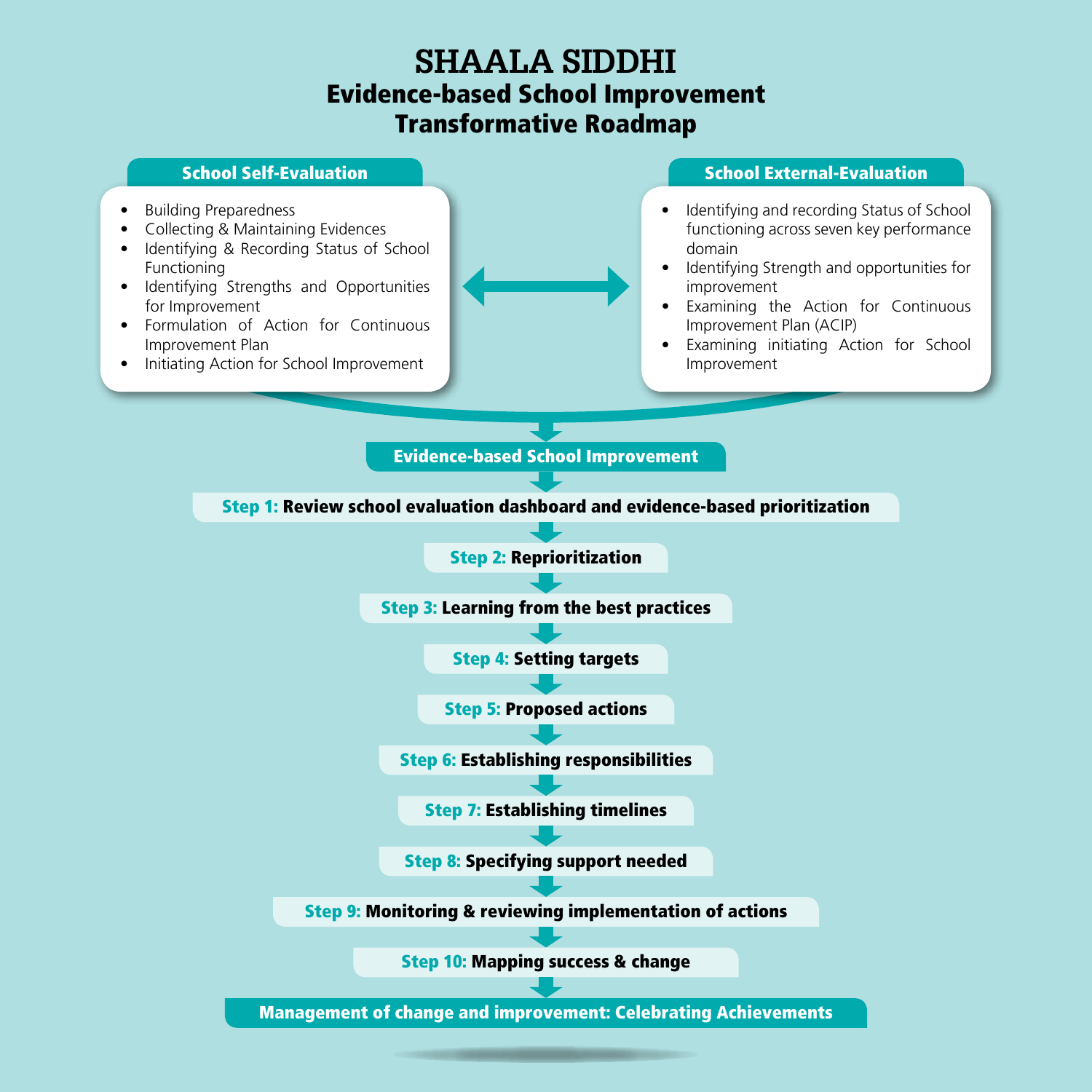# SHAALA SIDDHI

## Evidence-based School Improvement Transformative Roadmap

### School Self-Evaluation

- Building Preparedness
- Collecting & Maintaining Evidences
- Identifying & Recording Status of School Functioning
- Identifying Strengths and Opportunities for Improvement
- Formulation of Action for Continuous Improvement Plan
- Initiating Action for School Improvement

### School External-Evaluation

- Identifying and recording Status of School functioning across seven key performance domain
- Identifying Strength and opportunities for improvement
- Examining the Action for Continuous Improvement Plan (ACIP)
- Examining initiating Action for School Improvement

### Evidence-based School Improvement

**Step 1:** **Review school evaluation dashboard and evidence-based prioritization**

**Step 2:** **Reprioritization**

**Step 3:** **Learning from the best practices**

**Step 4:** **Setting targets**

**Step 5:** **Proposed actions**

**Step 6:** **Establishing responsibilities**

**Step 7:** **Establishing timelines**

**Step 8:** **Specifying support needed**

**Step 9:** **Monitoring & reviewing implementation of actions**

**Step 10:** **Mapping success & change**

**Management of change and improvement: Celebrating Achievements**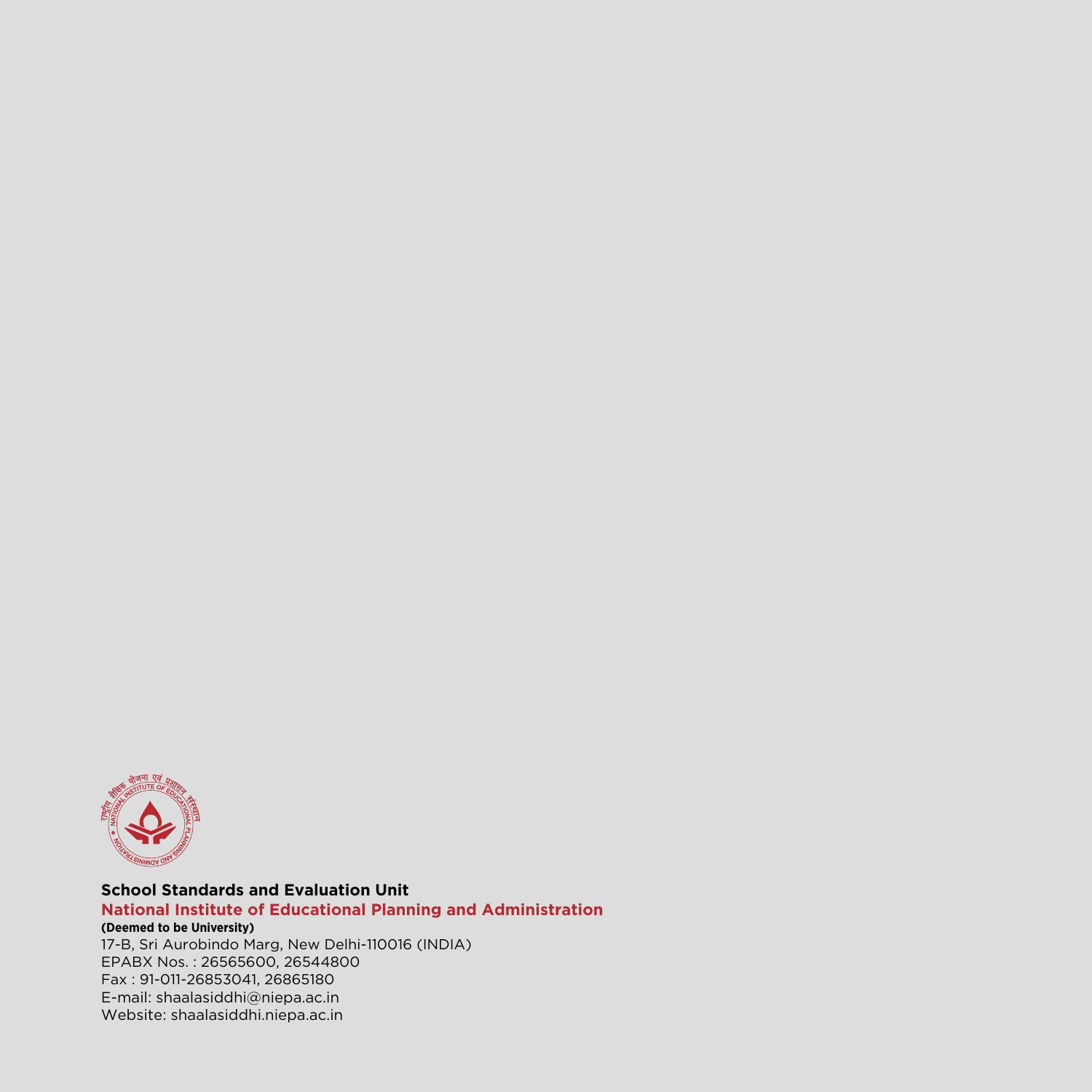**School Standards and Evaluation Unit**

**National Institute of Educational Planning and Administration**

**(Deemed to be University)**

17-B, Sri Aurobindo Marg, New Delhi-110016 (INDIA)
EPABX Nos. : 26565600, 26544800
Fax : 91-011-26853041, 26865180
E-mail: shaalasiddhi@niepa.ac.in
Website: shaalasiddhi.niepa.ac.in